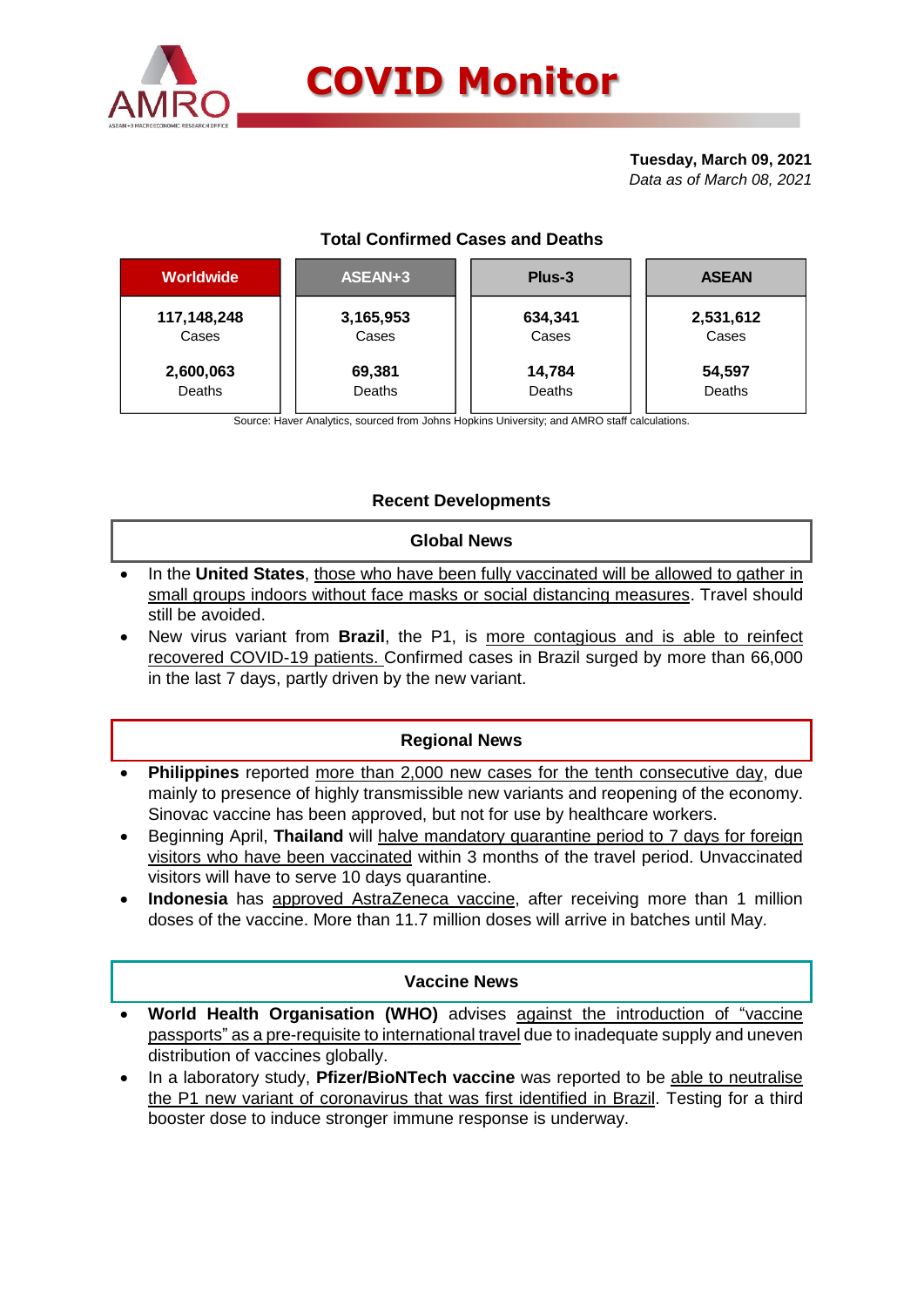# COVID Monitor

**Tuesday, March 09, 2021**
*Data as of March 08, 2021*

### Total Confirmed Cases and Deaths

| Worldwide | ASEAN+3 | Plus-3 | ASEAN |
|---|---|---|---|
| **117,148,248** Cases | **3,165,953** Cases | **634,341** Cases | **2,531,612** Cases |
| **2,600,063** Deaths | **69,381** Deaths | **14,784** Deaths | **54,597** Deaths |

Source: Haver Analytics, sourced from Johns Hopkins University; and AMRO staff calculations.

## Recent Developments

### Global News

- In the **United States**, those who have been fully vaccinated will be allowed to gather in small groups indoors without face masks or social distancing measures. Travel should still be avoided.
- New virus variant from **Brazil**, the P1, is more contagious and is able to reinfect recovered COVID-19 patients. Confirmed cases in Brazil surged by more than 66,000 in the last 7 days, partly driven by the new variant.

### Regional News

- **Philippines** reported more than 2,000 new cases for the tenth consecutive day, due mainly to presence of highly transmissible new variants and reopening of the economy. Sinovac vaccine has been approved, but not for use by healthcare workers.
- Beginning April, **Thailand** will halve mandatory quarantine period to 7 days for foreign visitors who have been vaccinated within 3 months of the travel period. Unvaccinated visitors will have to serve 10 days quarantine.
- **Indonesia** has approved AstraZeneca vaccine, after receiving more than 1 million doses of the vaccine. More than 11.7 million doses will arrive in batches until May.

### Vaccine News

- **World Health Organisation (WHO)** advises against the introduction of "vaccine passports" as a pre-requisite to international travel due to inadequate supply and uneven distribution of vaccines globally.
- In a laboratory study, **Pfizer/BioNTech vaccine** was reported to be able to neutralise the P1 new variant of coronavirus that was first identified in Brazil. Testing for a third booster dose to induce stronger immune response is underway.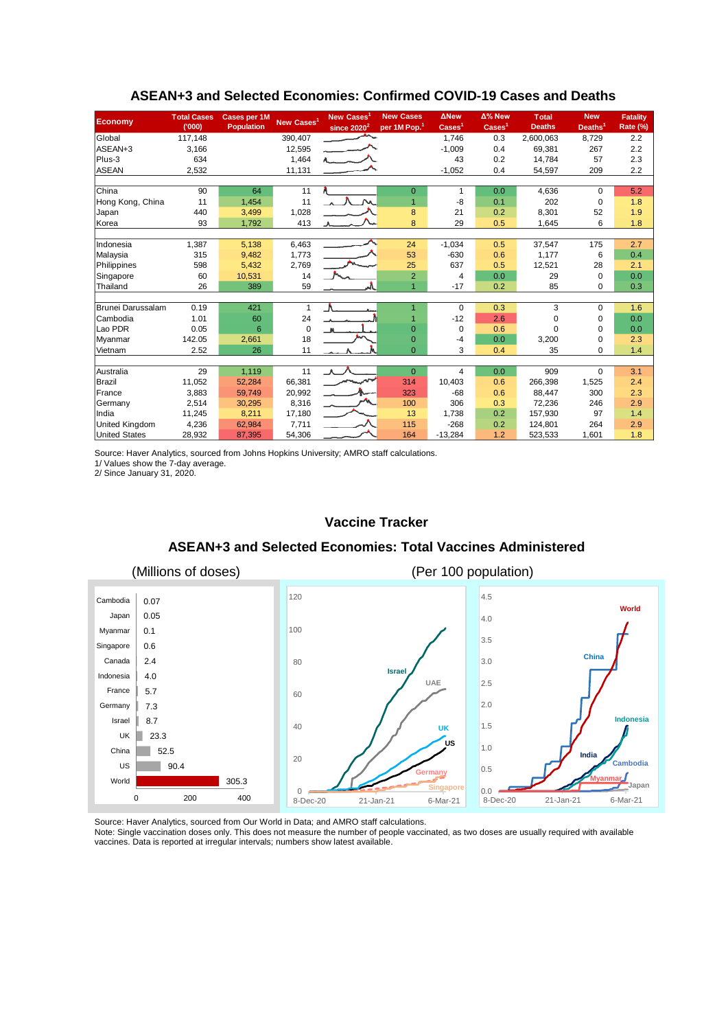## ASEAN+3 and Selected Economies: Confirmed COVID-19 Cases and Deaths

| Economy | Total Cases ('000) | Cases per 1M Population | New Cases[1] | New Cases[1] since 2020[2] | New Cases per 1M Pop.[1] | ΔNew Cases[1] | Δ% New Cases[1] | Total Deaths | New Deaths[1] | Fatality Rate (%) |
|---|---|---|---|---|---|---|---|---|---|---|
| Global | 117,148 | | 390,407 | | | 1,746 | 0.3 | 2,600,063 | 8,729 | 2.2 |
| ASEAN+3 | 3,166 | | 12,595 | | | -1,009 | 0.4 | 69,381 | 267 | 2.2 |
| Plus-3 | 634 | | 1,464 | | | 43 | 0.2 | 14,784 | 57 | 2.3 |
| ASEAN | 2,532 | | 11,131 | | | -1,052 | 0.4 | 54,597 | 209 | 2.2 |
| | | | | | | | | | | |
| China | 90 | 64 | 11 | | 0 | 1 | 0.0 | 4,636 | 0 | 5.2 |
| Hong Kong, China | 11 | 1,454 | 11 | | 1 | -8 | 0.1 | 202 | 0 | 1.8 |
| Japan | 440 | 3,499 | 1,028 | | 8 | 21 | 0.2 | 8,301 | 52 | 1.9 |
| Korea | 93 | 1,792 | 413 | | 8 | 29 | 0.5 | 1,645 | 6 | 1.8 |
| | | | | | | | | | | |
| Indonesia | 1,387 | 5,138 | 6,463 | | 24 | -1,034 | 0.5 | 37,547 | 175 | 2.7 |
| Malaysia | 315 | 9,482 | 1,773 | | 53 | -630 | 0.6 | 1,177 | 6 | 0.4 |
| Philippines | 598 | 5,432 | 2,769 | | 25 | 637 | 0.5 | 12,521 | 28 | 2.1 |
| Singapore | 60 | 10,531 | 14 | | 2 | 4 | 0.0 | 29 | 0 | 0.0 |
| Thailand | 26 | 389 | 59 | | 1 | -17 | 0.2 | 85 | 0 | 0.3 |
| | | | | | | | | | | |
| Brunei Darussalam | 0.19 | 421 | 1 | | 1 | 0 | 0.3 | 3 | 0 | 1.6 |
| Cambodia | 1.01 | 60 | 24 | | 1 | -12 | 2.6 | 0 | 0 | 0.0 |
| Lao PDR | 0.05 | 6 | 0 | | 0 | 0 | 0.6 | 0 | 0 | 0.0 |
| Myanmar | 142.05 | 2,661 | 18 | | 0 | -4 | 0.0 | 3,200 | 0 | 2.3 |
| Vietnam | 2.52 | 26 | 11 | | 0 | 3 | 0.4 | 35 | 0 | 1.4 |
| | | | | | | | | | | |
| Australia | 29 | 1,119 | 11 | | 0 | 4 | 0.0 | 909 | 0 | 3.1 |
| Brazil | 11,052 | 52,284 | 66,381 | | 314 | 10,403 | 0.6 | 266,398 | 1,525 | 2.4 |
| France | 3,883 | 59,749 | 20,992 | | 323 | -68 | 0.6 | 88,447 | 300 | 2.3 |
| Germany | 2,514 | 30,295 | 8,316 | | 100 | 306 | 0.3 | 72,236 | 246 | 2.9 |
| India | 11,245 | 8,211 | 17,180 | | 13 | 1,738 | 0.2 | 157,930 | 97 | 1.4 |
| United Kingdom | 4,236 | 62,984 | 7,711 | | 115 | -268 | 0.2 | 124,801 | 264 | 2.9 |
| United States | 28,932 | 87,395 | 54,306 | | 164 | -13,284 | 1.2 | 523,533 | 1,601 | 1.8 |

Source: Haver Analytics, sourced from Johns Hopkins University; AMRO staff calculations.
1/ Values show the 7-day average.
2/ Since January 31, 2020.

## Vaccine Tracker

### ASEAN+3 and Selected Economies: Total Vaccines Administered

(Millions of doses)

Cambodia 0.07
Japan 0.05
Myanmar 0.1
Singapore 0.6
Canada 2.4
Indonesia 4.0
France 5.7
Germany 7.3
Israel 8.7
UK 23.3
China 52.5
US 90.4
World 305.3

0 200 400

(Per 100 population)

120, 100, 80, 60, 40, 20, 0
Israel, UAE, UK, US, Germany, Singapore
8-Dec-20 21-Jan-21 6-Mar-21

4.5, 4.0, 3.5, 3.0, 2.5, 2.0, 1.5, 1.0, 0.5, 0.0
World, China, Indonesia, India, Cambodia, Myanmar, Japan
8-Dec-20 21-Jan-21 6-Mar-21

Source: Haver Analytics, sourced from Our World in Data; and AMRO staff calculations.
Note: Single vaccination doses only. This does not measure the number of people vaccinated, as two doses are usually required with available vaccines. Data is reported at irregular intervals; numbers show latest available.